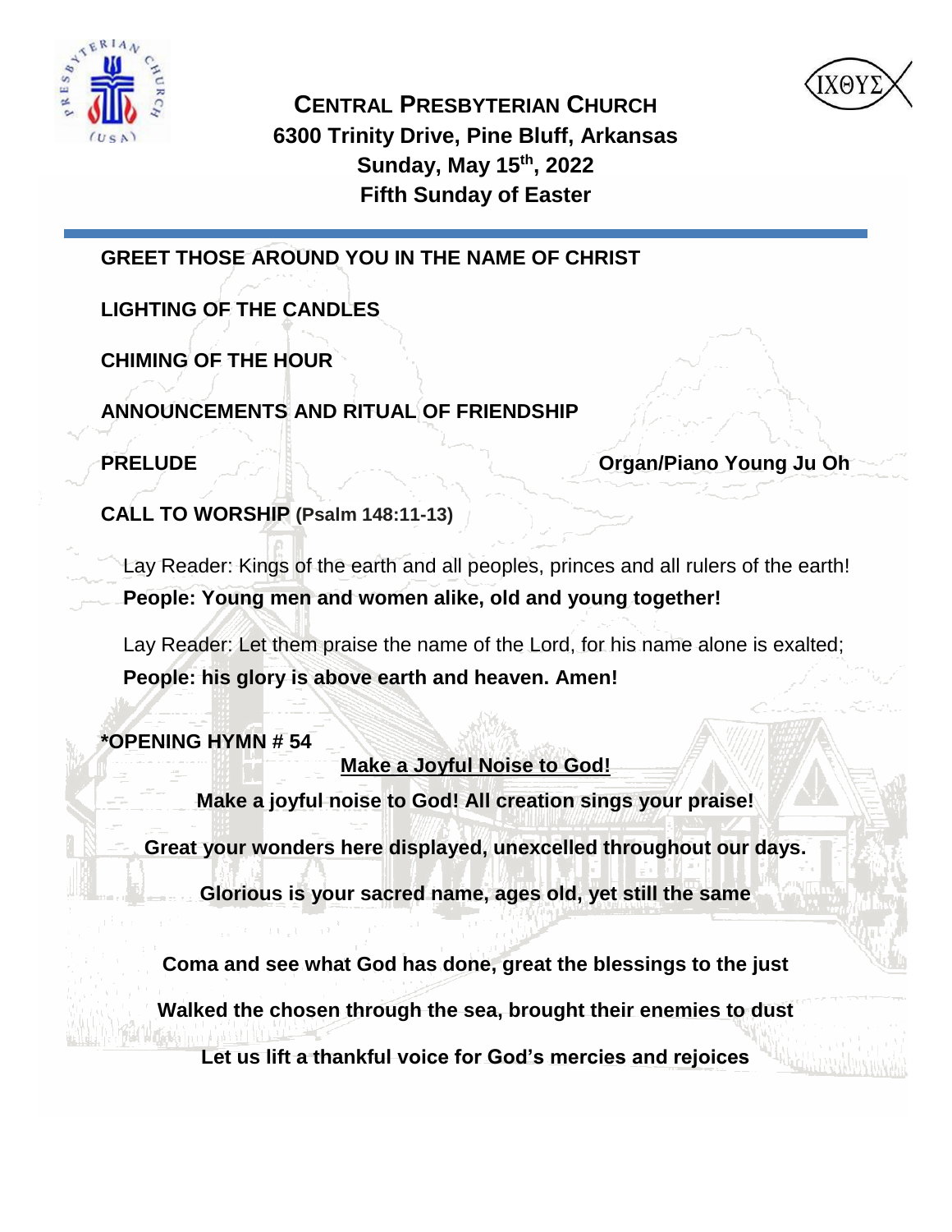**CENTRAL PRESBYTERIAN CHURCH**
**6300 Trinity Drive, Pine Bluff, Arkansas**
**Sunday, May 15th, 2022**
**Fifth Sunday of Easter**

**GREET THOSE AROUND YOU IN THE NAME OF CHRIST**

**LIGHTING OF THE CANDLES**

**CHIMING OF THE HOUR**

**ANNOUNCEMENTS AND RITUAL OF FRIENDSHIP**

**PRELUDE** **Organ/Piano Young Ju Oh**

**CALL TO WORSHIP (Psalm 148:11-13)**

Lay Reader: Kings of the earth and all peoples, princes and all rulers of the earth!
**People: Young men and women alike, old and young together!**

Lay Reader: Let them praise the name of the Lord, for his name alone is exalted;
**People: his glory is above earth and heaven. Amen!**

**\*OPENING HYMN # 54**

**Make a Joyful Noise to God!**

**Make a joyful noise to God! All creation sings your praise!**

**Great your wonders here displayed, unexcelled throughout our days.**

**Glorious is your sacred name, ages old, yet still the same**

**Coma and see what God has done, great the blessings to the just**

**Walked the chosen through the sea, brought their enemies to dust**

**Let us lift a thankful voice for God's mercies and rejoices**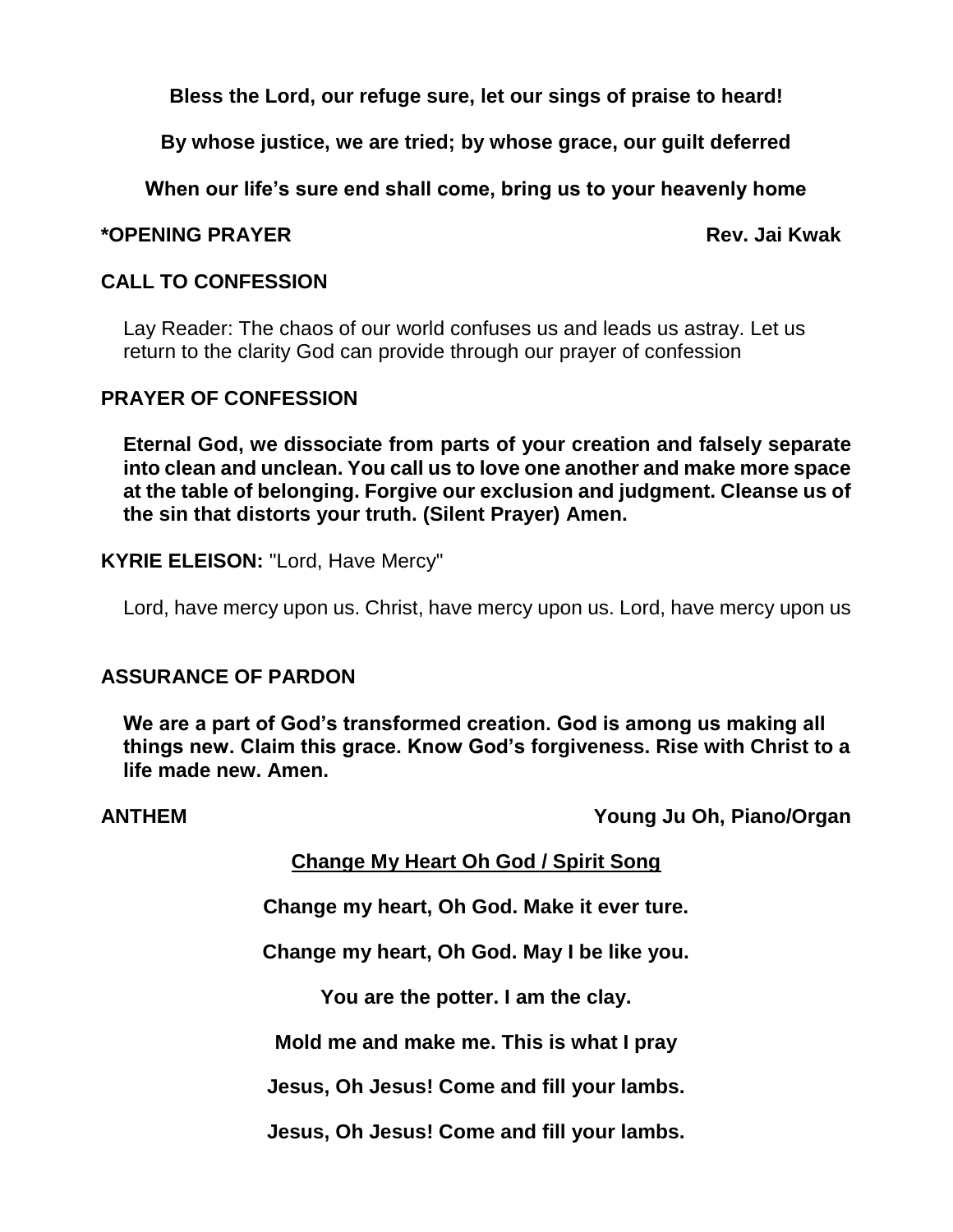**Bless the Lord, our refuge sure, let our sings of praise to heard!**

**By whose justice, we are tried; by whose grace, our guilt deferred**

**When our life's sure end shall come, bring us to your heavenly home**

**\*OPENING PRAYER** **Rev. Jai Kwak**

**CALL TO CONFESSION**

Lay Reader: The chaos of our world confuses us and leads us astray. Let us return to the clarity God can provide through our prayer of confession

**PRAYER OF CONFESSION**

**Eternal God, we dissociate from parts of your creation and falsely separate into clean and unclean. You call us to love one another and make more space at the table of belonging. Forgive our exclusion and judgment. Cleanse us of the sin that distorts your truth. (Silent Prayer) Amen.**

**KYRIE ELEISON:** "Lord, Have Mercy"

Lord, have mercy upon us. Christ, have mercy upon us. Lord, have mercy upon us

**ASSURANCE OF PARDON**

**We are a part of God's transformed creation. God is among us making all things new. Claim this grace. Know God's forgiveness. Rise with Christ to a life made new. Amen.**

**ANTHEM** **Young Ju Oh, Piano/Organ**

**<u>Change My Heart Oh God / Spirit Song</u>**

**Change my heart, Oh God. Make it ever ture.**

**Change my heart, Oh God. May I be like you.**

**You are the potter. I am the clay.**

**Mold me and make me. This is what I pray**

**Jesus, Oh Jesus! Come and fill your lambs.**

**Jesus, Oh Jesus! Come and fill your lambs.**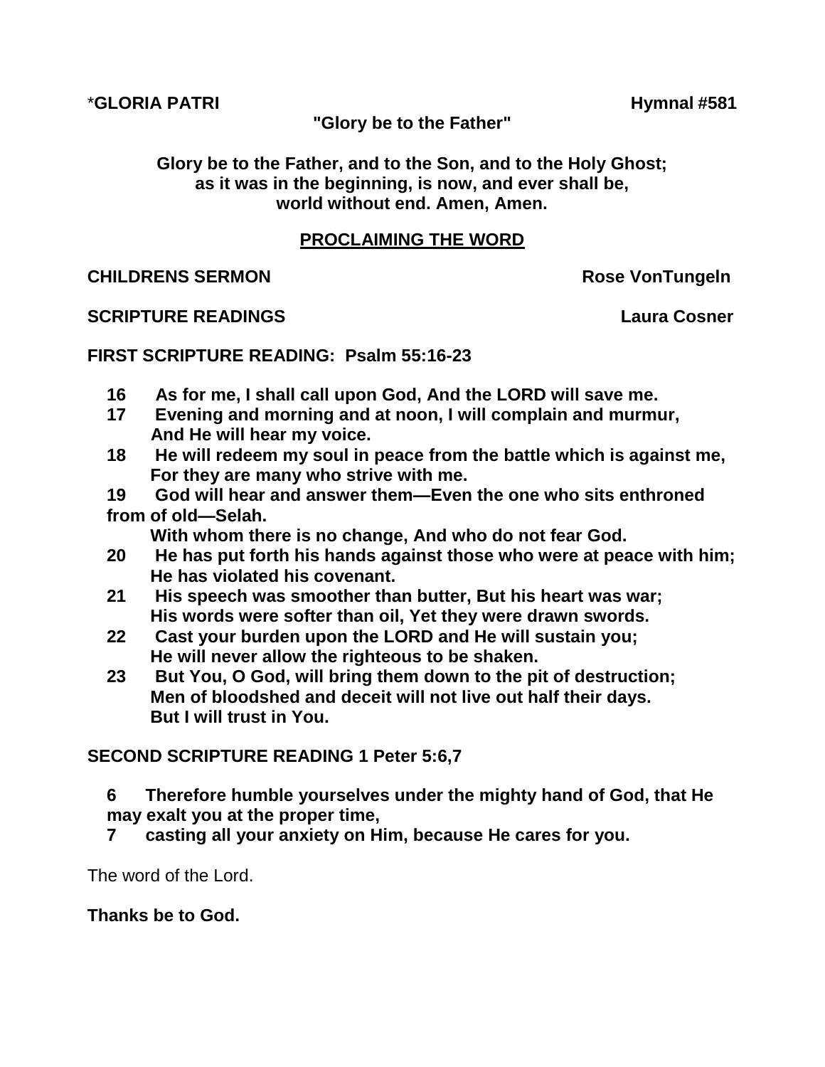**\*GLORIA PATRI** **Hymnal #581**

**"Glory be to the Father"**

**Glory be to the Father, and to the Son, and to the Holy Ghost;**
**as it was in the beginning, is now, and ever shall be,**
**world without end. Amen, Amen.**

## PROCLAIMING THE WORD

**CHILDRENS SERMON** **Rose VonTungeln**

**SCRIPTURE READINGS** **Laura Cosner**

**FIRST SCRIPTURE READING: Psalm 55:16-23**

**16** **As for me, I shall call upon God, And the LORD will save me.**
**17** **Evening and morning and at noon, I will complain and murmur,**
**And He will hear my voice.**
**18** **He will redeem my soul in peace from the battle which is against me,**
**For they are many who strive with me.**
**19** **God will hear and answer them—Even the one who sits enthroned from of old—Selah.**
**With whom there is no change, And who do not fear God.**
**20** **He has put forth his hands against those who were at peace with him;**
**He has violated his covenant.**
**21** **His speech was smoother than butter, But his heart was war;**
**His words were softer than oil, Yet they were drawn swords.**
**22** **Cast your burden upon the LORD and He will sustain you;**
**He will never allow the righteous to be shaken.**
**23** **But You, O God, will bring them down to the pit of destruction;**
**Men of bloodshed and deceit will not live out half their days.**
**But I will trust in You.**

**SECOND SCRIPTURE READING 1 Peter 5:6,7**

**6** **Therefore humble yourselves under the mighty hand of God, that He may exalt you at the proper time,**
**7** **casting all your anxiety on Him, because He cares for you.**

The word of the Lord.

**Thanks be to God.**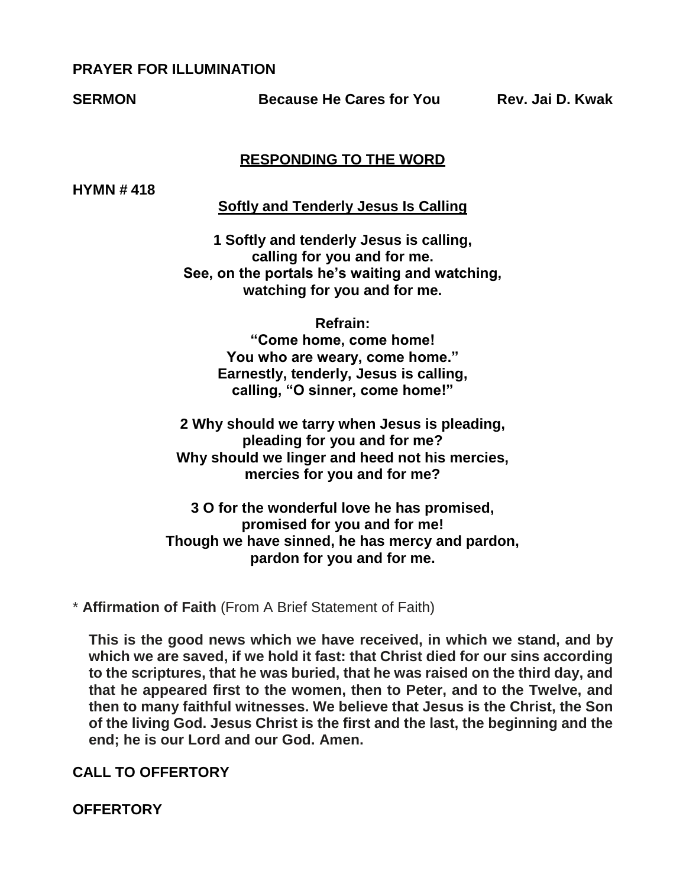**PRAYER FOR ILLUMINATION**

**SERMON** **Because He Cares for You** **Rev. Jai D. Kwak**

## RESPONDING TO THE WORD

**HYMN # 418**

**Softly and Tenderly Jesus Is Calling**

**1 Softly and tenderly Jesus is calling,**
**calling for you and for me.**
**See, on the portals he's waiting and watching,**
**watching for you and for me.**

**Refrain:**
**"Come home, come home!**
**You who are weary, come home."**
**Earnestly, tenderly, Jesus is calling,**
**calling, "O sinner, come home!"**

**2 Why should we tarry when Jesus is pleading,**
**pleading for you and for me?**
**Why should we linger and heed not his mercies,**
**mercies for you and for me?**

**3 O for the wonderful love he has promised,**
**promised for you and for me!**
**Though we have sinned, he has mercy and pardon,**
**pardon for you and for me.**

\* **Affirmation of Faith** (From A Brief Statement of Faith)

**This is the good news which we have received, in which we stand, and by which we are saved, if we hold it fast: that Christ died for our sins according to the scriptures, that he was buried, that he was raised on the third day, and that he appeared first to the women, then to Peter, and to the Twelve, and then to many faithful witnesses. We believe that Jesus is the Christ, the Son of the living God. Jesus Christ is the first and the last, the beginning and the end; he is our Lord and our God. Amen.**

**CALL TO OFFERTORY**

**OFFERTORY**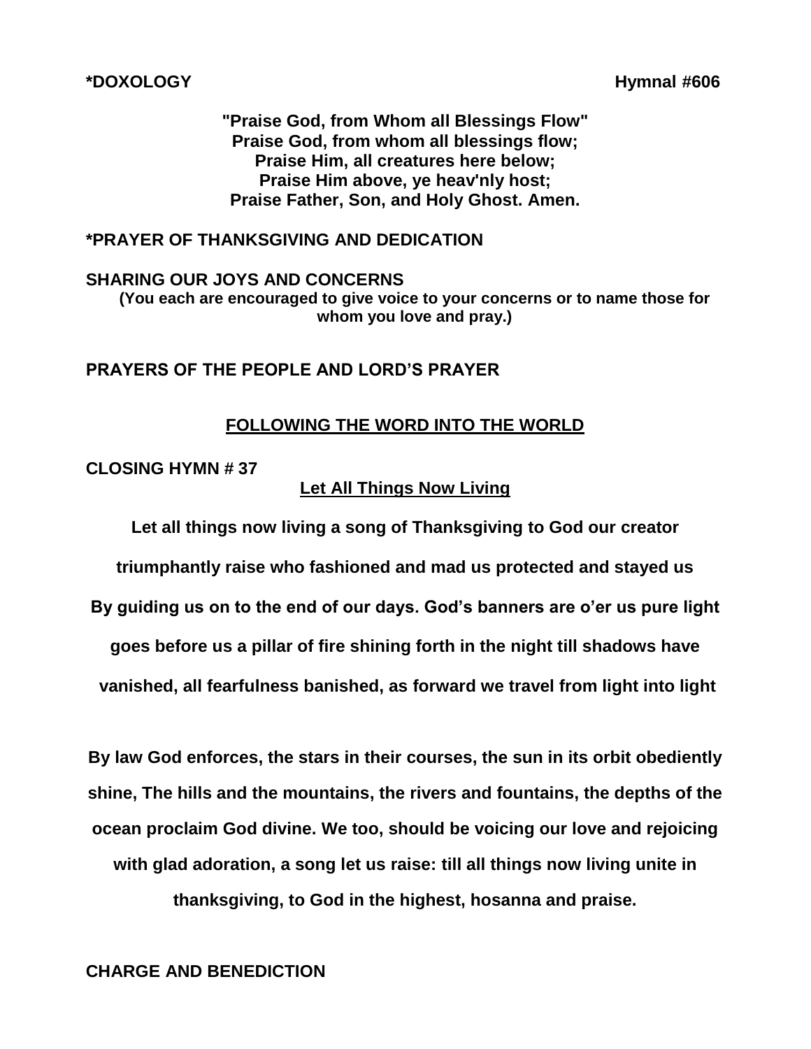**\*DOXOLOGY** **Hymnal #606**

**"Praise God, from Whom all Blessings Flow"**
**Praise God, from whom all blessings flow;**
**Praise Him, all creatures here below;**
**Praise Him above, ye heav'nly host;**
**Praise Father, Son, and Holy Ghost. Amen.**

**\*PRAYER OF THANKSGIVING AND DEDICATION**

**SHARING OUR JOYS AND CONCERNS**

**(You each are encouraged to give voice to your concerns or to name those for whom you love and pray.)**

**PRAYERS OF THE PEOPLE AND LORD'S PRAYER**

## FOLLOWING THE WORD INTO THE WORLD

**CLOSING HYMN # 37**

**Let All Things Now Living**

**Let all things now living a song of Thanksgiving to God our creator triumphantly raise who fashioned and mad us protected and stayed us By guiding us on to the end of our days. God's banners are o'er us pure light goes before us a pillar of fire shining forth in the night till shadows have vanished, all fearfulness banished, as forward we travel from light into light**

**By law God enforces, the stars in their courses, the sun in its orbit obediently shine, The hills and the mountains, the rivers and fountains, the depths of the ocean proclaim God divine. We too, should be voicing our love and rejoicing with glad adoration, a song let us raise: till all things now living unite in thanksgiving, to God in the highest, hosanna and praise.**

**CHARGE AND BENEDICTION**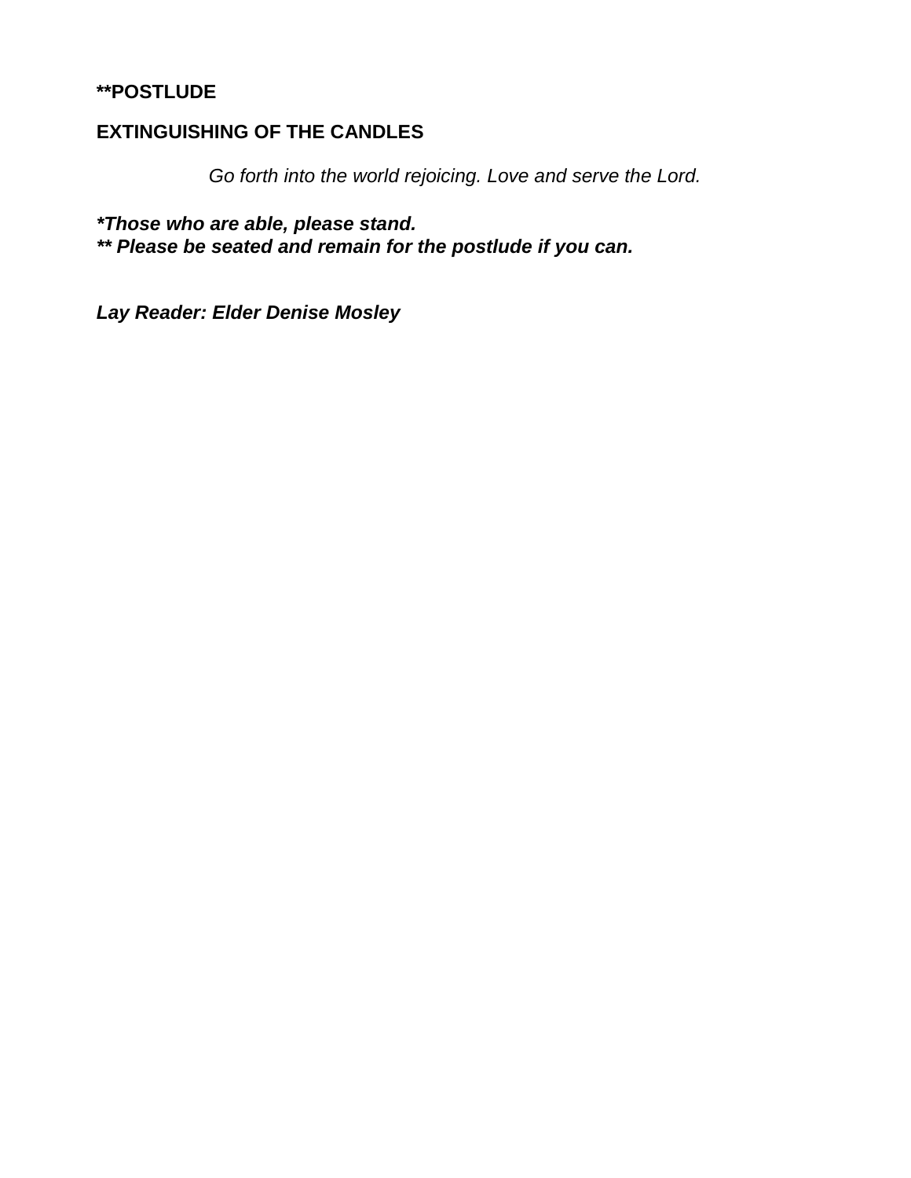**\*\*POSTLUDE**

**EXTINGUISHING OF THE CANDLES**

*Go forth into the world rejoicing. Love and serve the Lord.*

***Those who are able, please stand.**
*** Please be seated and remain for the postlude if you can.***

***Lay Reader: Elder Denise Mosley***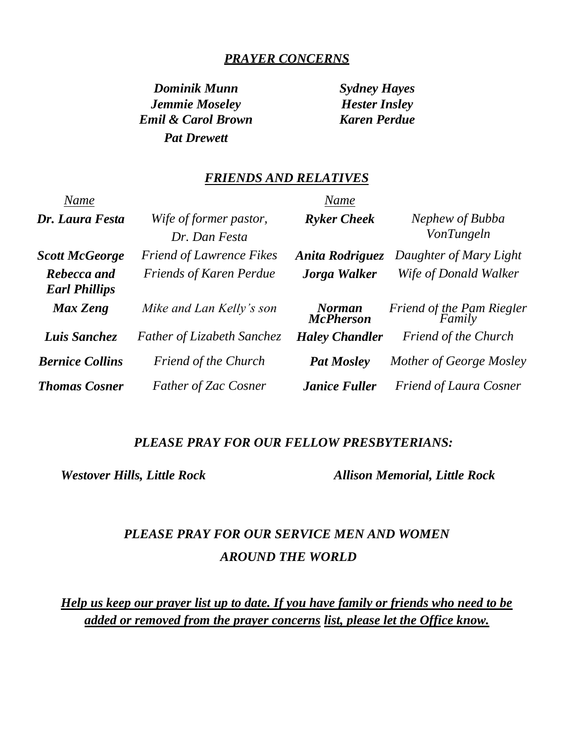## ***PRAYER CONCERNS***

***Dominik Munn***
***Jemmie Moseley***
***Emil & Carol Brown***
***Pat Drewett***
***Sydney Hayes***
***Hester Insley***
***Karen Perdue***

## ***FRIENDS AND RELATIVES***

| *Name* | | *Name* | |
|---|---|---|---|
| ***Dr. Laura Festa*** | *Wife of former pastor, Dr. Dan Festa* | ***Ryker Cheek*** | *Nephew of Bubba VonTungeln* |
| ***Scott McGeorge*** | *Friend of Lawrence Fikes* | ***Anita Rodriguez*** | *Daughter of Mary Light* |
| ***Rebecca and Earl Phillips*** | *Friends of Karen Perdue* | ***Jorga Walker*** | *Wife of Donald Walker* |
| ***Max Zeng*** | *Mike and Lan Kelly's son* | ***Norman McPherson*** | *Friend of the Pam Riegler Family* |
| ***Luis Sanchez*** | *Father of Lizabeth Sanchez* | ***Haley Chandler*** | *Friend of the Church* |
| ***Bernice Collins*** | *Friend of the Church* | ***Pat Mosley*** | *Mother of George Mosley* |
| ***Thomas Cosner*** | *Father of Zac Cosner* | ***Janice Fuller*** | *Friend of Laura Cosner* |

### ***PLEASE PRAY FOR OUR FELLOW PRESBYTERIANS:***

***Westover Hills, Little Rock***

***Allison Memorial, Little Rock***

### ***PLEASE PRAY FOR OUR SERVICE MEN AND WOMEN AROUND THE WORLD***

***Help us keep our prayer list up to date. If you have family or friends who need to be added or removed from the prayer concerns list, please let the Office know.***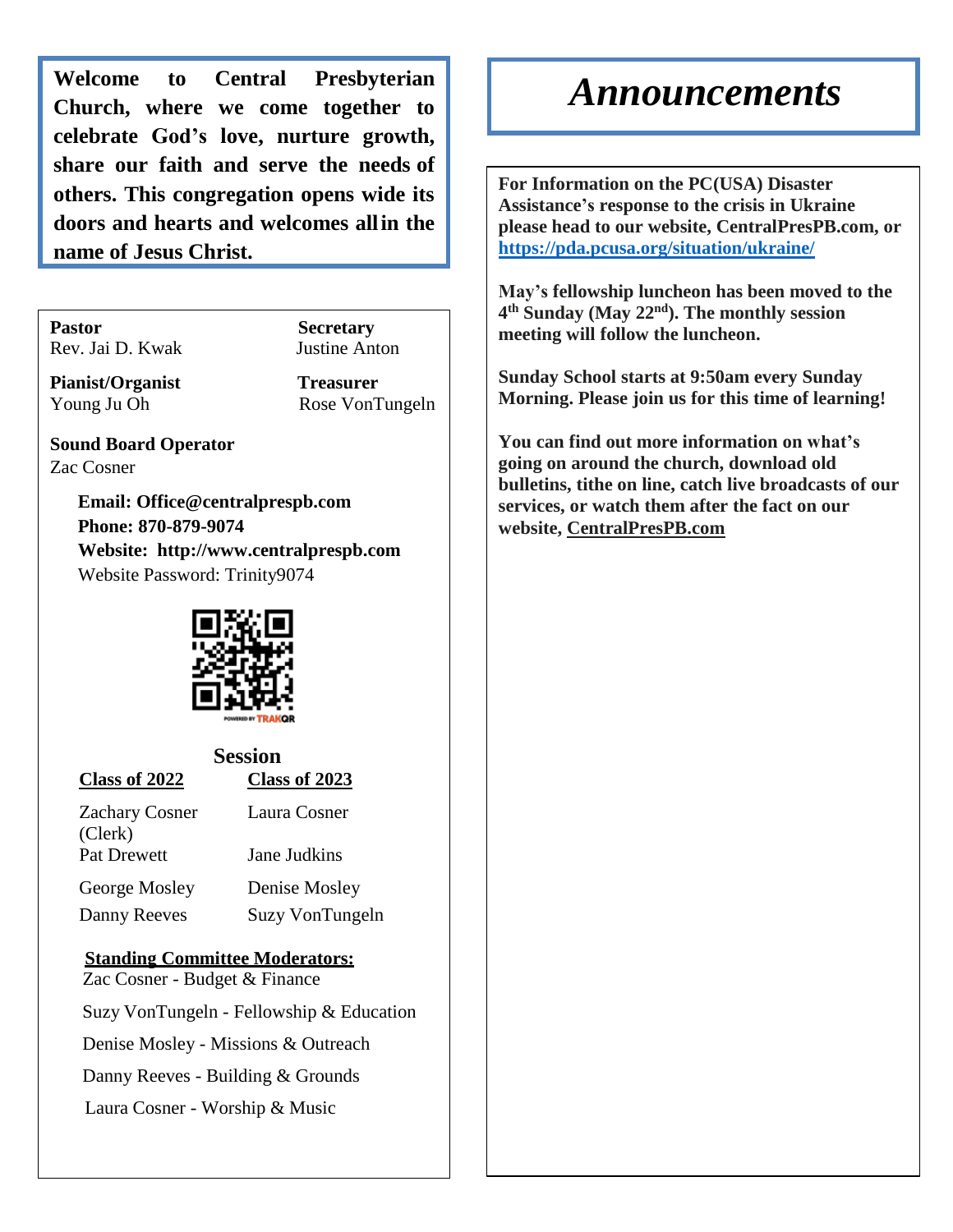**Welcome to Central Presbyterian Church, where we come together to celebrate God's love, nurture growth, share our faith and serve the needs of others. This congregation opens wide its doors and hearts and welcomes all in the name of Jesus Christ.**

**Pastor**
Rev. Jai D. Kwak

**Secretary**
Justine Anton

**Pianist/Organist**
Young Ju Oh

**Treasurer**
Rose VonTungeln

**Sound Board Operator**
Zac Cosner

**Email: Office@centralprespb.com**
**Phone: 870-879-9074**
**Website: http://www.centralprespb.com**
Website Password: Trinity9074

POWERED BY TRAKQR

## Session

| **Class of 2022** | **Class of 2023** |
|---|---|
| Zachary Cosner (Clerk) | Laura Cosner |
| Pat Drewett | Jane Judkins |
| George Mosley | Denise Mosley |
| Danny Reeves | Suzy VonTungeln |

**Standing Committee Moderators:**

Zac Cosner - Budget & Finance

Suzy VonTungeln - Fellowship & Education

Denise Mosley - Missions & Outreach

Danny Reeves - Building & Grounds

Laura Cosner - Worship & Music

# *Announcements*

**For Information on the PC(USA) Disaster Assistance's response to the crisis in Ukraine please head to our website, CentralPresPB.com, or https://pda.pcusa.org/situation/ukraine/**

**May's fellowship luncheon has been moved to the 4th Sunday (May 22nd). The monthly session meeting will follow the luncheon.**

**Sunday School starts at 9:50am every Sunday Morning. Please join us for this time of learning!**

**You can find out more information on what's going on around the church, download old bulletins, tithe on line, catch live broadcasts of our services, or watch them after the fact on our website, CentralPresPB.com**